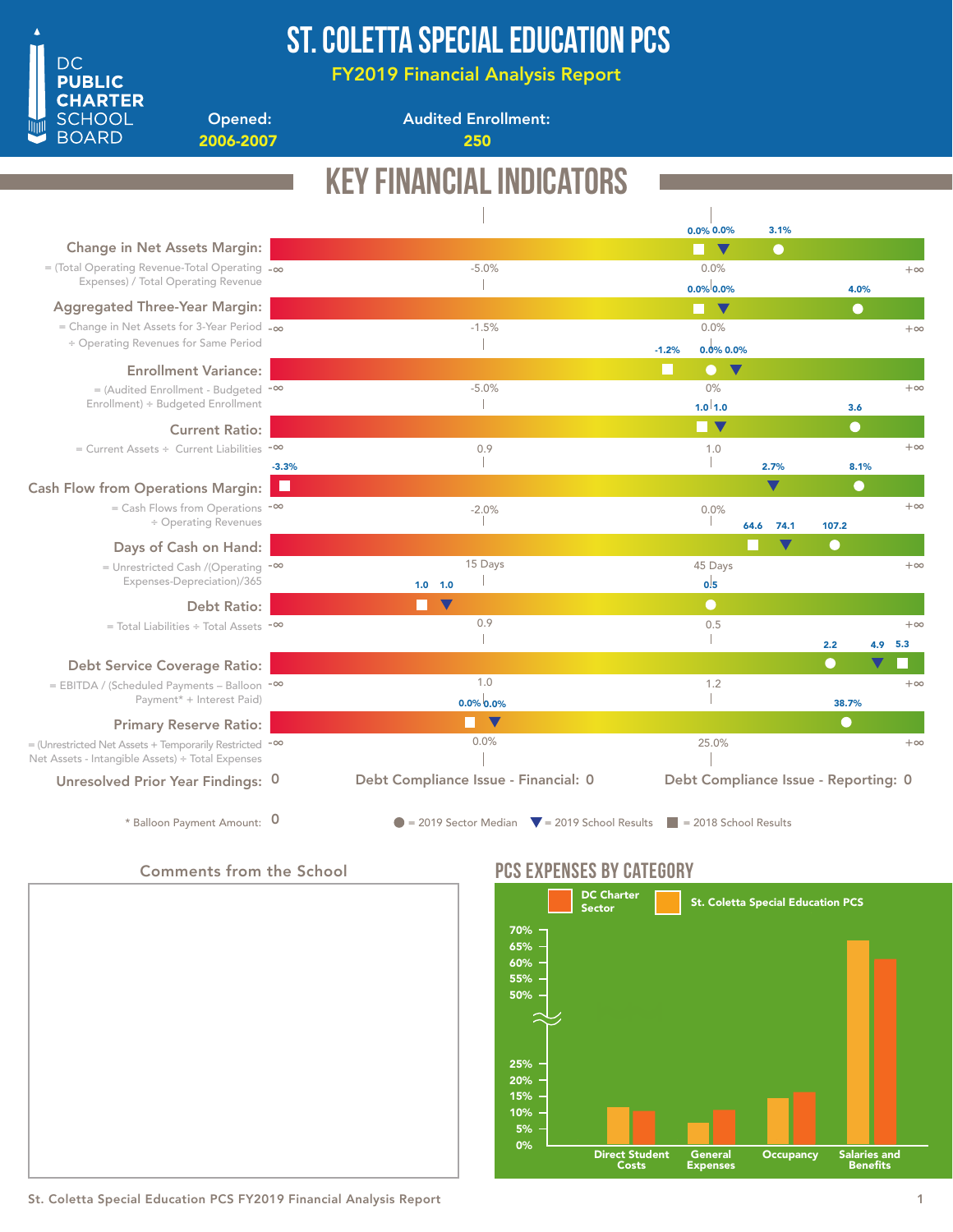# ST. COLETTA SPECIAL EDUCATION PCS

**FY2019 Financial Analysis Report**

DC PUBLIC CHARTER SCHOOL BOARD

**Opened:** 2006-2007

**Audited Enrollment:** 250

## KEY FINANCIAL INDICATORS

| Indicator | Formula | 2018 School Results | 2019 School Results | 2019 Sector Median |
|---|---|---|---|---|
| Change in Net Assets Margin | = (Total Operating Revenue-Total Operating Expenses) / Total Operating Revenue | 0.0% | 0.0% | 3.1% |
| Aggregated Three-Year Margin | = Change in Net Assets for 3-Year Period ÷ Operating Revenues for Same Period | 0.0% | 0.0% | 4.0% |
| Enrollment Variance | = (Audited Enrollment - Budgeted Enrollment) ÷ Budgeted Enrollment | -1.2% | 0.0% | 0.0% |
| Current Ratio | = Current Assets ÷ Current Liabilities | 1.0 | 1.0 | 3.6 |
| Cash Flow from Operations Margin | = Cash Flows from Operations ÷ Operating Revenues | -3.3% | 2.7% | 8.1% |
| Days of Cash on Hand | = Unrestricted Cash /(Operating Expenses-Depreciation)/365 | 64.6 | 74.1 | 107.2 |
| Debt Ratio | = Total Liabilities ÷ Total Assets | 1.0 | 1.0 | 0.5 |
| Debt Service Coverage Ratio | = EBITDA / (Scheduled Payments – Balloon Payment* + Interest Paid) | 5.3 | 4.9 | 2.2 |
| Primary Reserve Ratio | = (Unrestricted Net Assets + Temporarily Restricted Net Assets - Intangible Assets) ÷ Total Expenses | 0.0% | 0.0% | 38.7% |

Unresolved Prior Year Findings: 0

Debt Compliance Issue - Financial: 0

Debt Compliance Issue - Reporting: 0

\* Balloon Payment Amount: 0

● = 2019 Sector Median ▼ = 2019 School Results ■ = 2018 School Results

### Comments from the School

## PCS EXPENSES BY CATEGORY

Legend: DC Charter Sector; St. Coletta Special Education PCS

Categories: Direct Student Costs; General Expenses; Occupancy; Salaries and Benefits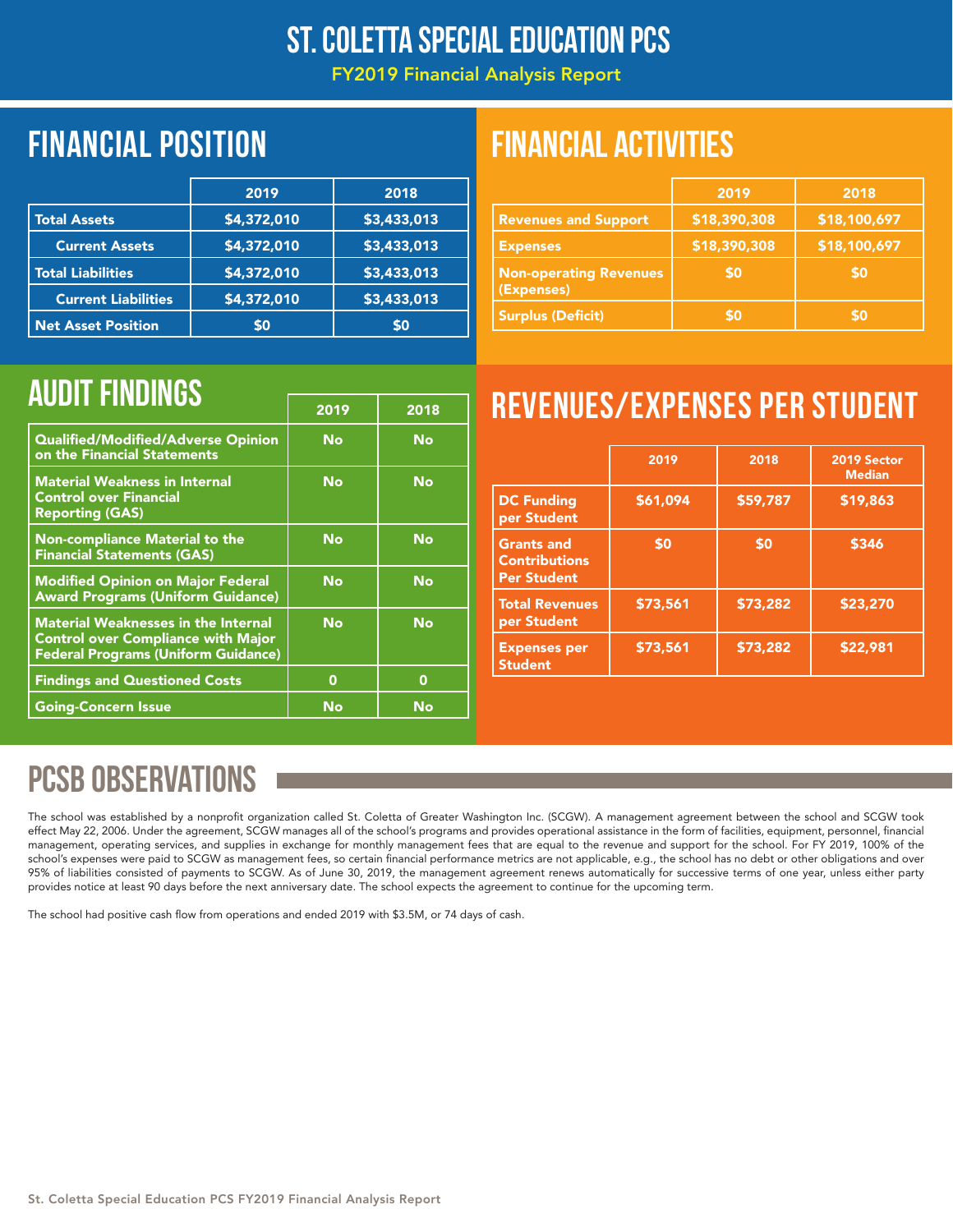# ST. COLETTA SPECIAL EDUCATION PCS

FY2019 Financial Analysis Report

## FINANCIAL POSITION

| | 2019 | 2018 |
|---|---|---|
| Total Assets | $4,372,010 | $3,433,013 |
| Current Assets | $4,372,010 | $3,433,013 |
| Total Liabilities | $4,372,010 | $3,433,013 |
| Current Liabilities | $4,372,010 | $3,433,013 |
| Net Asset Position | $0 | $0 |

## FINANCIAL ACTIVITIES

| | 2019 | 2018 |
|---|---|---|
| Revenues and Support | $18,390,308 | $18,100,697 |
| Expenses | $18,390,308 | $18,100,697 |
| Non-operating Revenues (Expenses) | $0 | $0 |
| Surplus (Deficit) | $0 | $0 |

## AUDIT FINDINGS

| | 2019 | 2018 |
|---|---|---|
| Qualified/Modified/Adverse Opinion on the Financial Statements | No | No |
| Material Weakness in Internal Control over Financial Reporting (GAS) | No | No |
| Non-compliance Material to the Financial Statements (GAS) | No | No |
| Modified Opinion on Major Federal Award Programs (Uniform Guidance) | No | No |
| Material Weaknesses in the Internal Control over Compliance with Major Federal Programs (Uniform Guidance) | No | No |
| Findings and Questioned Costs | 0 | 0 |
| Going-Concern Issue | No | No |

## REVENUES/EXPENSES PER STUDENT

| | 2019 | 2018 | 2019 Sector Median |
|---|---|---|---|
| DC Funding per Student | $61,094 | $59,787 | $19,863 |
| Grants and Contributions Per Student | $0 | $0 | $346 |
| Total Revenues per Student | $73,561 | $73,282 | $23,270 |
| Expenses per Student | $73,561 | $73,282 | $22,981 |

## PCSB OBSERVATIONS

The school was established by a nonprofit organization called St. Coletta of Greater Washington Inc. (SCGW). A management agreement between the school and SCGW took effect May 22, 2006. Under the agreement, SCGW manages all of the school's programs and provides operational assistance in the form of facilities, equipment, personnel, financial management, operating services, and supplies in exchange for monthly management fees that are equal to the revenue and support for the school. For FY 2019, 100% of the school's expenses were paid to SCGW as management fees, so certain financial performance metrics are not applicable, e.g., the school has no debt or other obligations and over 95% of liabilities consisted of payments to SCGW. As of June 30, 2019, the management agreement renews automatically for successive terms of one year, unless either party provides notice at least 90 days before the next anniversary date. The school expects the agreement to continue for the upcoming term.

The school had positive cash flow from operations and ended 2019 with $3.5M, or 74 days of cash.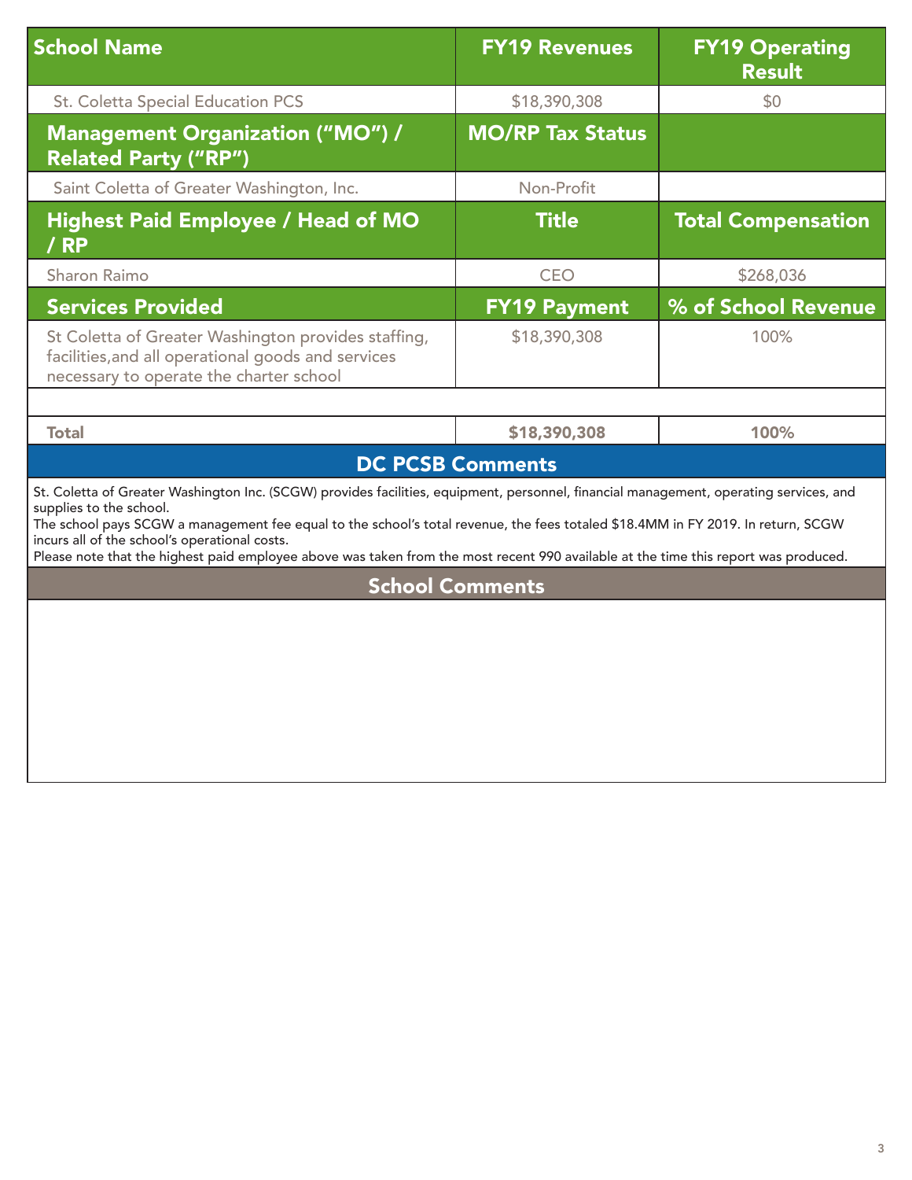| School Name | FY19 Revenues | FY19 Operating Result |
| --- | --- | --- |
| St. Coletta Special Education PCS | $18,390,308 | $0 |
| **Management Organization ("MO") / Related Party ("RP")** | **MO/RP Tax Status** | |
| Saint Coletta of Greater Washington, Inc. | Non-Profit | |
| **Highest Paid Employee / Head of MO / RP** | **Title** | **Total Compensation** |
| Sharon Raimo | CEO | $268,036 |
| **Services Provided** | **FY19 Payment** | **% of School Revenue** |
| St Coletta of Greater Washington provides staffing, facilities,and all operational goods and services necessary to operate the charter school | $18,390,308 | 100% |
| | | |
| **Total** | **$18,390,308** | **100%** |

## DC PCSB Comments

St. Coletta of Greater Washington Inc. (SCGW) provides facilities, equipment, personnel, financial management, operating services, and supplies to the school.
The school pays SCGW a management fee equal to the school's total revenue, the fees totaled $18.4MM in FY 2019. In return, SCGW incurs all of the school's operational costs.
Please note that the highest paid employee above was taken from the most recent 990 available at the time this report was produced.

## School Comments